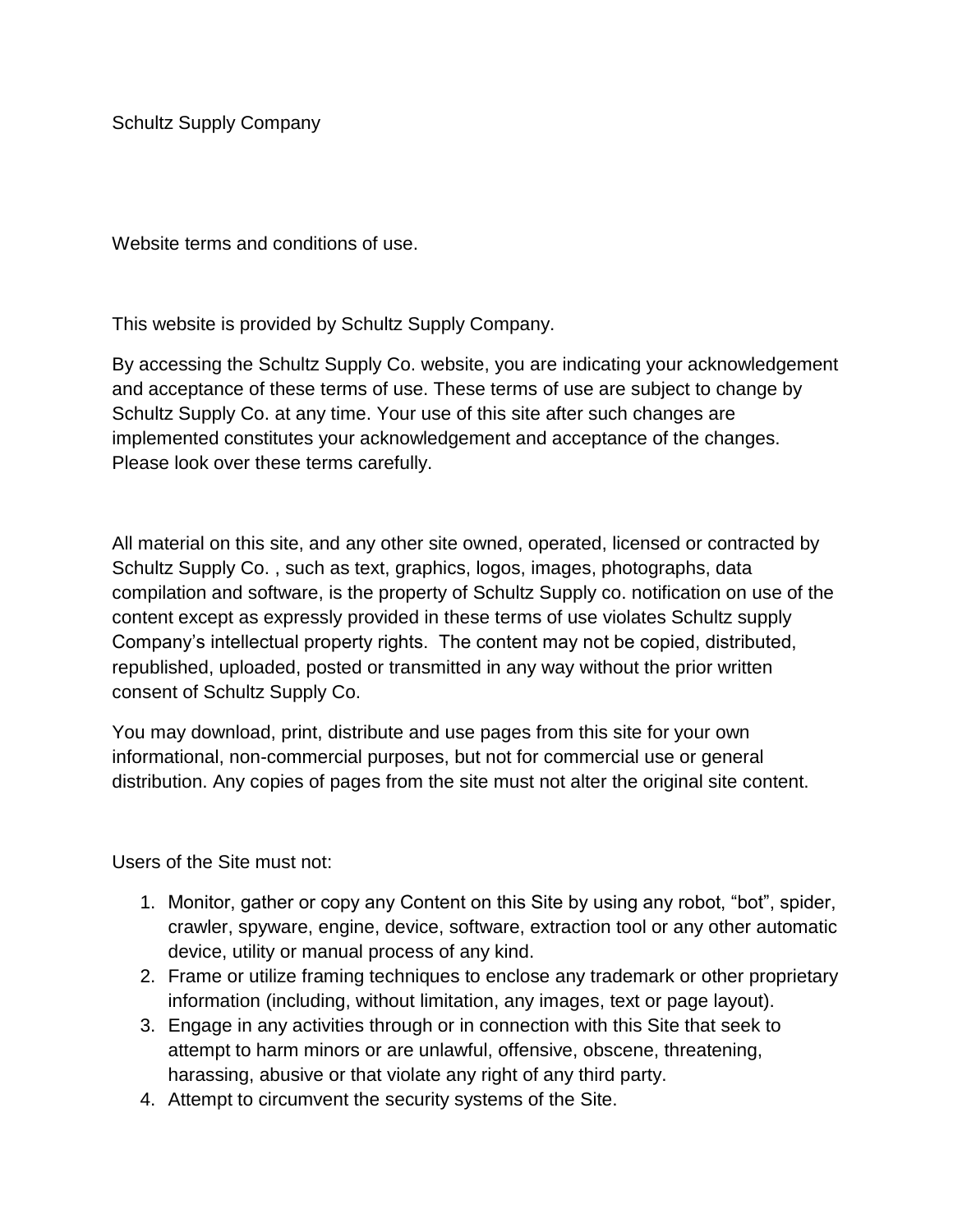Schultz Supply Company

Website terms and conditions of use.

This website is provided by Schultz Supply Company.

By accessing the Schultz Supply Co. website, you are indicating your acknowledgement and acceptance of these terms of use. These terms of use are subject to change by Schultz Supply Co. at any time. Your use of this site after such changes are implemented constitutes your acknowledgement and acceptance of the changes. Please look over these terms carefully.

All material on this site, and any other site owned, operated, licensed or contracted by Schultz Supply Co. , such as text, graphics, logos, images, photographs, data compilation and software, is the property of Schultz Supply co. notification on use of the content except as expressly provided in these terms of use violates Schultz supply Company's intellectual property rights. The content may not be copied, distributed, republished, uploaded, posted or transmitted in any way without the prior written consent of Schultz Supply Co.

You may download, print, distribute and use pages from this site for your own informational, non-commercial purposes, but not for commercial use or general distribution. Any copies of pages from the site must not alter the original site content.

Users of the Site must not:

1. Monitor, gather or copy any Content on this Site by using any robot, "bot", spider, crawler, spyware, engine, device, software, extraction tool or any other automatic device, utility or manual process of any kind.
2. Frame or utilize framing techniques to enclose any trademark or other proprietary information (including, without limitation, any images, text or page layout).
3. Engage in any activities through or in connection with this Site that seek to attempt to harm minors or are unlawful, offensive, obscene, threatening, harassing, abusive or that violate any right of any third party.
4. Attempt to circumvent the security systems of the Site.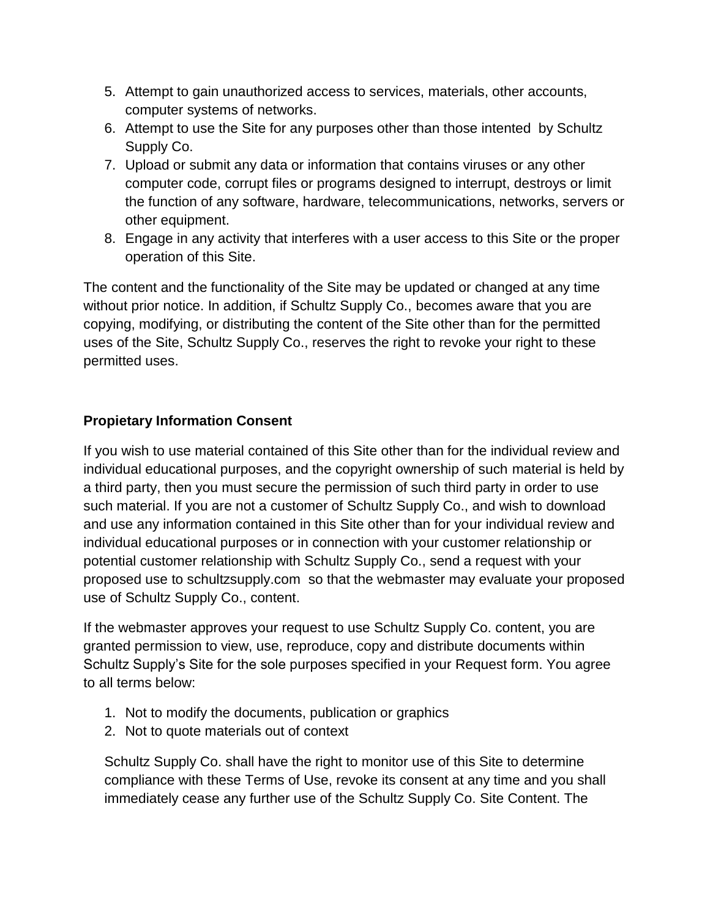5. Attempt to gain unauthorized access to services, materials, other accounts, computer systems of networks.
6. Attempt to use the Site for any purposes other than those intented by Schultz Supply Co.
7. Upload or submit any data or information that contains viruses or any other computer code, corrupt files or programs designed to interrupt, destroys or limit the function of any software, hardware, telecommunications, networks, servers or other equipment.
8. Engage in any activity that interferes with a user access to this Site or the proper operation of this Site.

The content and the functionality of the Site may be updated or changed at any time without prior notice. In addition, if Schultz Supply Co., becomes aware that you are copying, modifying, or distributing the content of the Site other than for the permitted uses of the Site, Schultz Supply Co., reserves the right to revoke your right to these permitted uses.

**Propietary Information Consent**

If you wish to use material contained of this Site other than for the individual review and individual educational purposes, and the copyright ownership of such material is held by a third party, then you must secure the permission of such third party in order to use such material. If you are not a customer of Schultz Supply Co., and wish to download and use any information contained in this Site other than for your individual review and individual educational purposes or in connection with your customer relationship or potential customer relationship with Schultz Supply Co., send a request with your proposed use to schultzsupply.com so that the webmaster may evaluate your proposed use of Schultz Supply Co., content.

If the webmaster approves your request to use Schultz Supply Co. content, you are granted permission to view, use, reproduce, copy and distribute documents within Schultz Supply's Site for the sole purposes specified in your Request form. You agree to all terms below:

1. Not to modify the documents, publication or graphics
2. Not to quote materials out of context

Schultz Supply Co. shall have the right to monitor use of this Site to determine compliance with these Terms of Use, revoke its consent at any time and you shall immediately cease any further use of the Schultz Supply Co. Site Content. The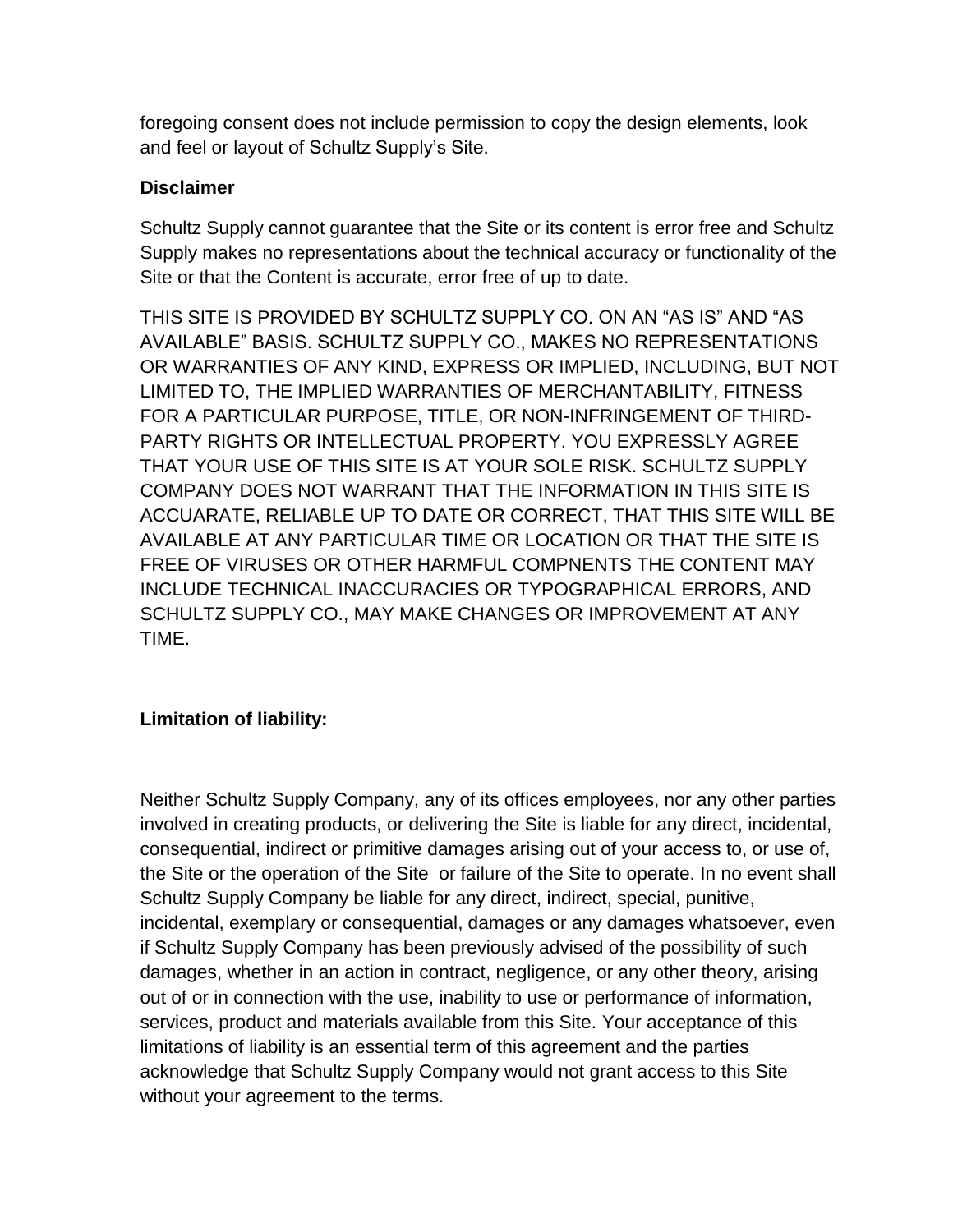foregoing consent does not include permission to copy the design elements, look and feel or layout of Schultz Supply's Site.

**Disclaimer**

Schultz Supply cannot guarantee that the Site or its content is error free and Schultz Supply makes no representations about the technical accuracy or functionality of the Site or that the Content is accurate, error free of up to date.

THIS SITE IS PROVIDED BY SCHULTZ SUPPLY CO. ON AN "AS IS" AND "AS AVAILABLE" BASIS. SCHULTZ SUPPLY CO., MAKES NO REPRESENTATIONS OR WARRANTIES OF ANY KIND, EXPRESS OR IMPLIED, INCLUDING, BUT NOT LIMITED TO, THE IMPLIED WARRANTIES OF MERCHANTABILITY, FITNESS FOR A PARTICULAR PURPOSE, TITLE, OR NON-INFRINGEMENT OF THIRD-PARTY RIGHTS OR INTELLECTUAL PROPERTY. YOU EXPRESSLY AGREE THAT YOUR USE OF THIS SITE IS AT YOUR SOLE RISK. SCHULTZ SUPPLY COMPANY DOES NOT WARRANT THAT THE INFORMATION IN THIS SITE IS ACCUARATE, RELIABLE UP TO DATE OR CORRECT, THAT THIS SITE WILL BE AVAILABLE AT ANY PARTICULAR TIME OR LOCATION OR THAT THE SITE IS FREE OF VIRUSES OR OTHER HARMFUL COMPNENTS THE CONTENT MAY INCLUDE TECHNICAL INACCURACIES OR TYPOGRAPHICAL ERRORS, AND SCHULTZ SUPPLY CO., MAY MAKE CHANGES OR IMPROVEMENT AT ANY TIME.

**Limitation of liability:**

Neither Schultz Supply Company, any of its offices employees, nor any other parties involved in creating products, or delivering the Site is liable for any direct, incidental, consequential, indirect or primitive damages arising out of your access to, or use of, the Site or the operation of the Site or failure of the Site to operate. In no event shall Schultz Supply Company be liable for any direct, indirect, special, punitive, incidental, exemplary or consequential, damages or any damages whatsoever, even if Schultz Supply Company has been previously advised of the possibility of such damages, whether in an action in contract, negligence, or any other theory, arising out of or in connection with the use, inability to use or performance of information, services, product and materials available from this Site. Your acceptance of this limitations of liability is an essential term of this agreement and the parties acknowledge that Schultz Supply Company would not grant access to this Site without your agreement to the terms.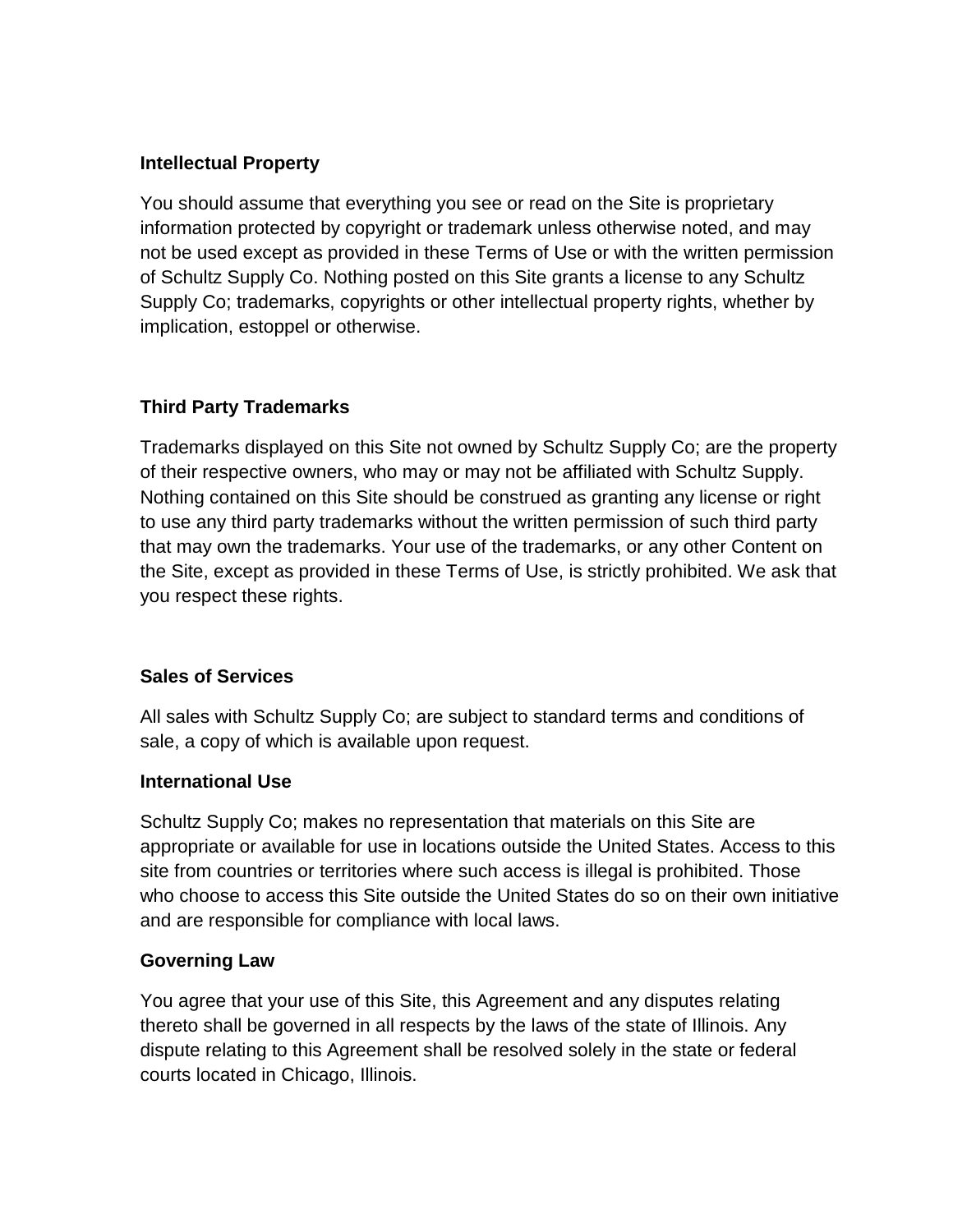### Intellectual Property

You should assume that everything you see or read on the Site is proprietary information protected by copyright or trademark unless otherwise noted, and may not be used except as provided in these Terms of Use or with the written permission of Schultz Supply Co. Nothing posted on this Site grants a license to any Schultz Supply Co; trademarks, copyrights or other intellectual property rights, whether by implication, estoppel or otherwise.

### Third Party Trademarks

Trademarks displayed on this Site not owned by Schultz Supply Co; are the property of their respective owners, who may or may not be affiliated with Schultz Supply. Nothing contained on this Site should be construed as granting any license or right to use any third party trademarks without the written permission of such third party that may own the trademarks. Your use of the trademarks, or any other Content on the Site, except as provided in these Terms of Use, is strictly prohibited. We ask that you respect these rights.

### Sales of Services

All sales with Schultz Supply Co; are subject to standard terms and conditions of sale, a copy of which is available upon request.

### International Use

Schultz Supply Co; makes no representation that materials on this Site are appropriate or available for use in locations outside the United States. Access to this site from countries or territories where such access is illegal is prohibited. Those who choose to access this Site outside the United States do so on their own initiative and are responsible for compliance with local laws.

### Governing Law

You agree that your use of this Site, this Agreement and any disputes relating thereto shall be governed in all respects by the laws of the state of Illinois. Any dispute relating to this Agreement shall be resolved solely in the state or federal courts located in Chicago, Illinois.